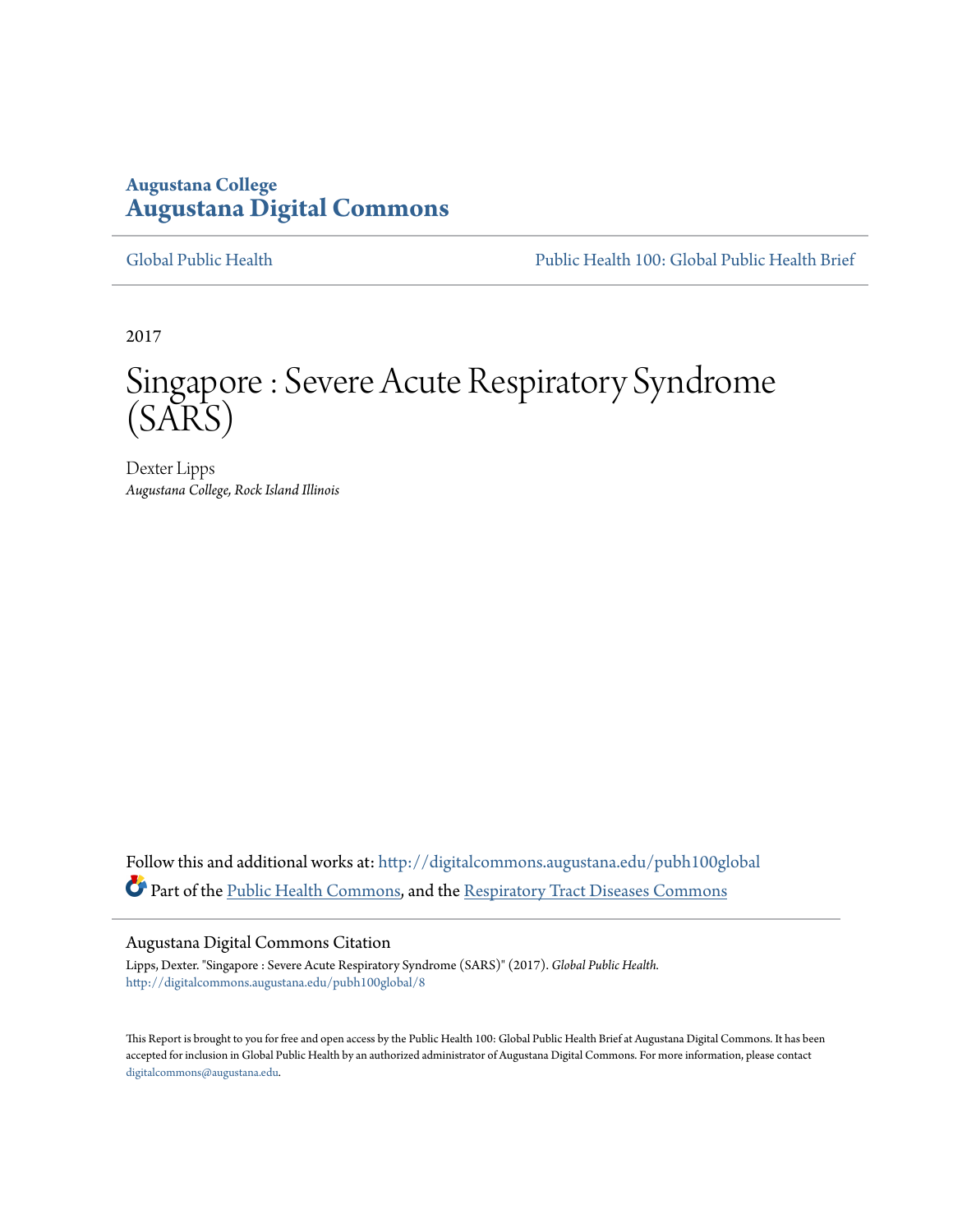**Augustana College**
**Augustana Digital Commons**

Global Public Health | Public Health 100: Global Public Health Brief

2017

# Singapore : Severe Acute Respiratory Syndrome (SARS)

Dexter Lipps
*Augustana College, Rock Island Illinois*

Follow this and additional works at: http://digitalcommons.augustana.edu/pubh100global
Part of the Public Health Commons, and the Respiratory Tract Diseases Commons

## Augustana Digital Commons Citation

Lipps, Dexter. "Singapore : Severe Acute Respiratory Syndrome (SARS)" (2017). *Global Public Health*.
http://digitalcommons.augustana.edu/pubh100global/8

This Report is brought to you for free and open access by the Public Health 100: Global Public Health Brief at Augustana Digital Commons. It has been accepted for inclusion in Global Public Health by an authorized administrator of Augustana Digital Commons. For more information, please contact digitalcommons@augustana.edu.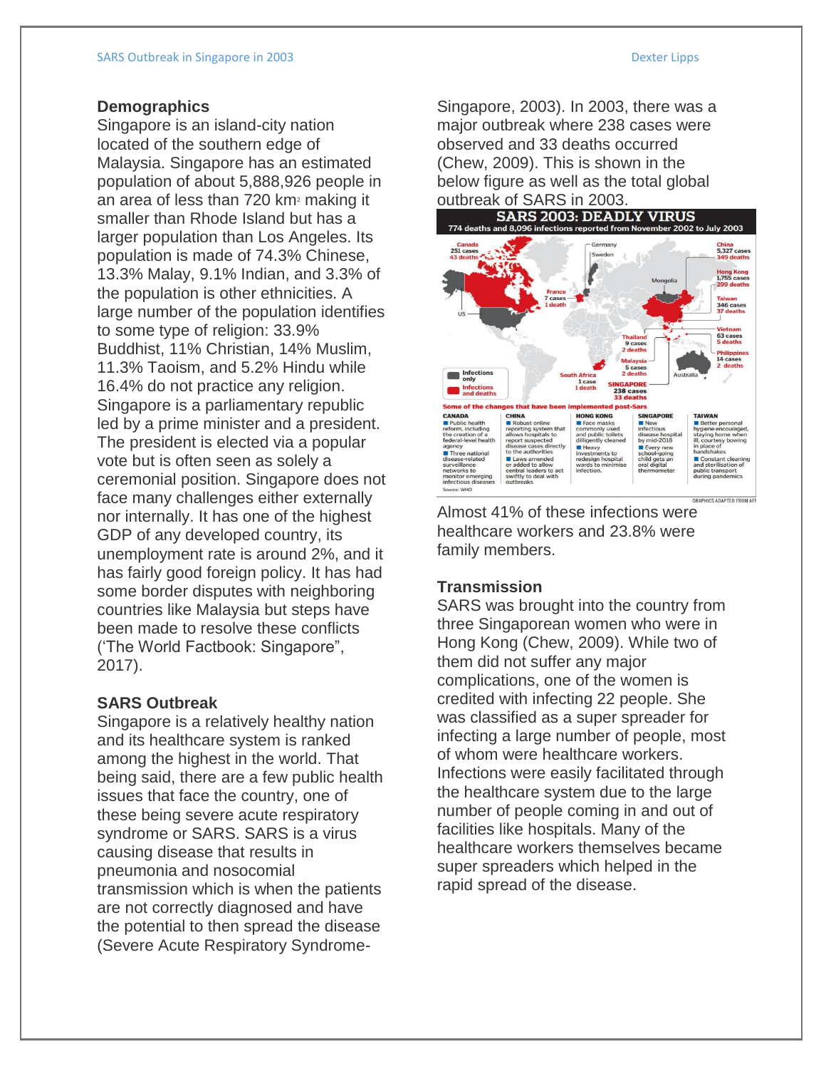## Demographics

Singapore is an island-city nation located of the southern edge of Malaysia. Singapore has an estimated population of about 5,888,926 people in an area of less than 720 km² making it smaller than Rhode Island but has a larger population than Los Angeles. Its population is made of 74.3% Chinese, 13.3% Malay, 9.1% Indian, and 3.3% of the population is other ethnicities. A large number of the population identifies to some type of religion: 33.9% Buddhist, 11% Christian, 14% Muslim, 11.3% Taoism, and 5.2% Hindu while 16.4% do not practice any religion. Singapore is a parliamentary republic led by a prime minister and a president. The president is elected via a popular vote but is often seen as solely a ceremonial position. Singapore does not face many challenges either externally nor internally. It has one of the highest GDP of any developed country, its unemployment rate is around 2%, and it has fairly good foreign policy. It has had some border disputes with neighboring countries like Malaysia but steps have been made to resolve these conflicts ('The World Factbook: Singapore", 2017).

## SARS Outbreak

Singapore is a relatively healthy nation and its healthcare system is ranked among the highest in the world. That being said, there are a few public health issues that face the country, one of these being severe acute respiratory syndrome or SARS. SARS is a virus causing disease that results in pneumonia and nosocomial transmission which is when the patients are not correctly diagnosed and have the potential to then spread the disease (Severe Acute Respiratory Syndrome-Singapore, 2003). In 2003, there was a major outbreak where 238 cases were observed and 33 deaths occurred (Chew, 2009). This is shown in the below figure as well as the total global outbreak of SARS in 2003.

**SARS 2003: DEADLY VIRUS**

774 deaths and 8,096 infections reported from November 2002 to July 2003

Canada 251 cases 43 deaths; Germany; Sweden; China 5,327 cases 349 deaths; Mongolia; Hong Kong 1,755 cases 299 deaths; France 7 cases 1 death; Taiwan 346 cases 37 deaths; US; Vietnam 63 cases 5 deaths; Thailand 9 cases 2 deaths; Philippines 14 cases 2 deaths; Malaysia 5 cases 2 deaths; South Africa 1 case 1 death; SINGAPORE 238 cases 33 deaths; Australia

Infections only / Infections and deaths

**Some of the changes that have been implemented post-Sars**

| CANADA | CHINA | HONG KONG | SINGAPORE | TAIWAN |
|---|---|---|---|---|
| Public health reform, including the creation of a federal-level health agency; Three national disease-related surveillance networks to monitor emerging infectious diseases | Robust online reporting system that allows hospitals to report suspected disease cases directly to the authorities; Laws amended or added to allow central leaders to act swiftly to deal with outbreaks | Face masks commonly used and public toilets diligently cleaned; Heavy investments to redesign hospital wards to minimise infection. | New infectious disease hospital by mid-2018; Every new school-going child gets an oral digital thermometer | Better personal hygiene encouraged, staying home when ill, courtesy bowing in place of handshakes; Constant cleaning and sterilisation of public transport during pandemics |

Source: WHO

GRAPHICS ADAPTED FROM AFP

Almost 41% of these infections were healthcare workers and 23.8% were family members.

## Transmission

SARS was brought into the country from three Singaporean women who were in Hong Kong (Chew, 2009). While two of them did not suffer any major complications, one of the women is credited with infecting 22 people. She was classified as a super spreader for infecting a large number of people, most of whom were healthcare workers. Infections were easily facilitated through the healthcare system due to the large number of people coming in and out of facilities like hospitals. Many of the healthcare workers themselves became super spreaders which helped in the rapid spread of the disease.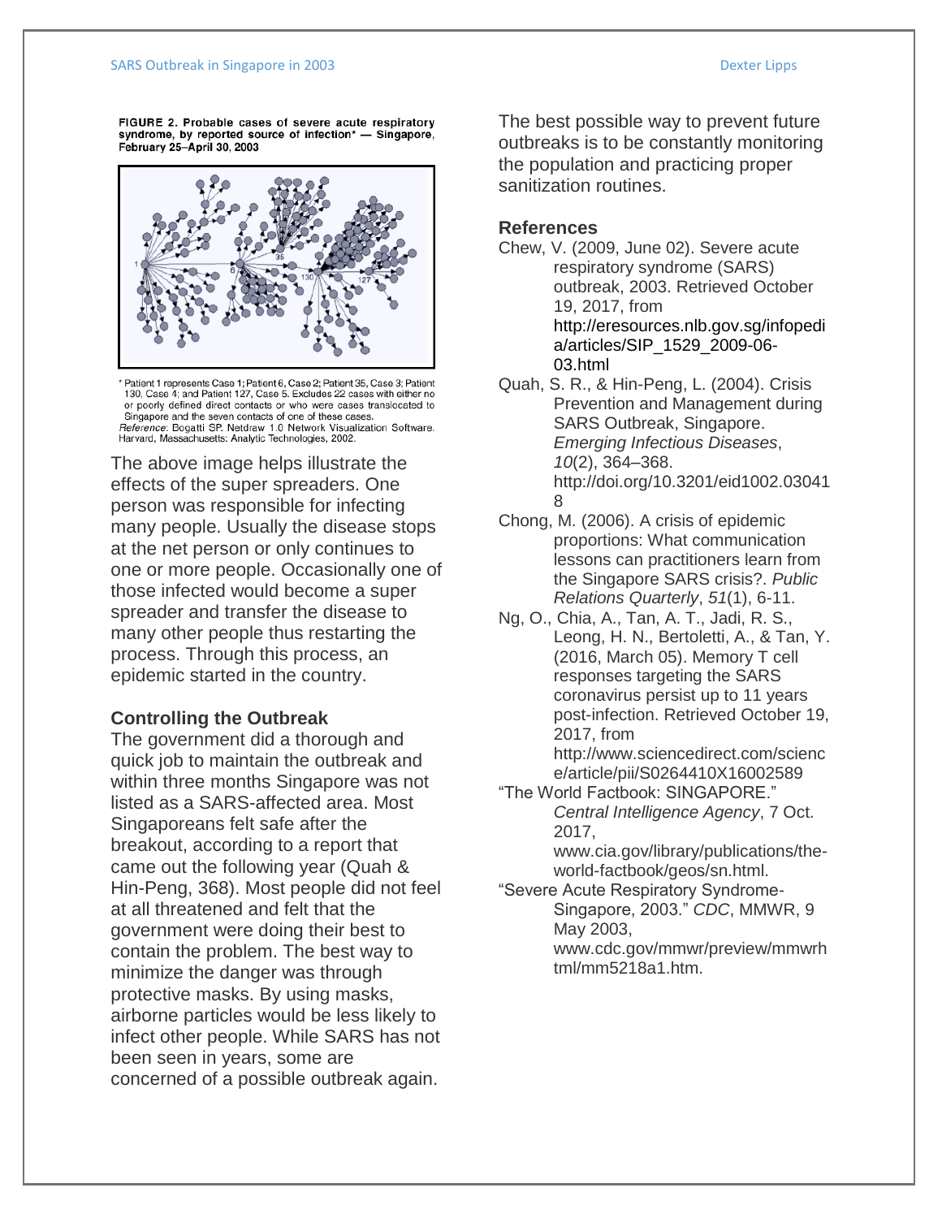FIGURE 2. Probable cases of severe acute respiratory syndrome, by reported source of infection* — Singapore, February 25–April 30, 2003

1

6

35

130

127

* Patient 1 represents Case 1; Patient 6, Case 2; Patient 35, Case 3; Patient 130, Case 4; and Patient 127, Case 5. Excludes 22 cases with either no or poorly defined direct contacts or who were cases translocated to Singapore and the seven contacts of one of these cases.
*Reference*: Bogatti SP. Netdraw 1.0 Network Visualization Software. Harvard, Massachusetts: Analytic Technologies, 2002.

The above image helps illustrate the effects of the super spreaders. One person was responsible for infecting many people. Usually the disease stops at the net person or only continues to one or more people. Occasionally one of those infected would become a super spreader and transfer the disease to many other people thus restarting the process. Through this process, an epidemic started in the country.

### Controlling the Outbreak

The government did a thorough and quick job to maintain the outbreak and within three months Singapore was not listed as a SARS-affected area. Most Singaporeans felt safe after the breakout, according to a report that came out the following year (Quah & Hin-Peng, 368). Most people did not feel at all threatened and felt that the government were doing their best to contain the problem. The best way to minimize the danger was through protective masks. By using masks, airborne particles would be less likely to infect other people. While SARS has not been seen in years, some are concerned of a possible outbreak again.

The best possible way to prevent future outbreaks is to be constantly monitoring the population and practicing proper sanitization routines.

### References

Chew, V. (2009, June 02). Severe acute respiratory syndrome (SARS) outbreak, 2003. Retrieved October 19, 2017, from http://eresources.nlb.gov.sg/infopedia/articles/SIP_1529_2009-06-03.html

Quah, S. R., & Hin-Peng, L. (2004). Crisis Prevention and Management during SARS Outbreak, Singapore. *Emerging Infectious Diseases*, *10*(2), 364–368. http://doi.org/10.3201/eid1002.030418

Chong, M. (2006). A crisis of epidemic proportions: What communication lessons can practitioners learn from the Singapore SARS crisis?. *Public Relations Quarterly*, *51*(1), 6-11.

Ng, O., Chia, A., Tan, A. T., Jadi, R. S., Leong, H. N., Bertoletti, A., & Tan, Y. (2016, March 05). Memory T cell responses targeting the SARS coronavirus persist up to 11 years post-infection. Retrieved October 19, 2017, from http://www.sciencedirect.com/science/article/pii/S0264410X16002589

"The World Factbook: SINGAPORE." *Central Intelligence Agency*, 7 Oct. 2017, www.cia.gov/library/publications/the-world-factbook/geos/sn.html.

"Severe Acute Respiratory Syndrome-Singapore, 2003." *CDC*, MMWR, 9 May 2003, www.cdc.gov/mmwr/preview/mmwrhtml/mm5218a1.htm.